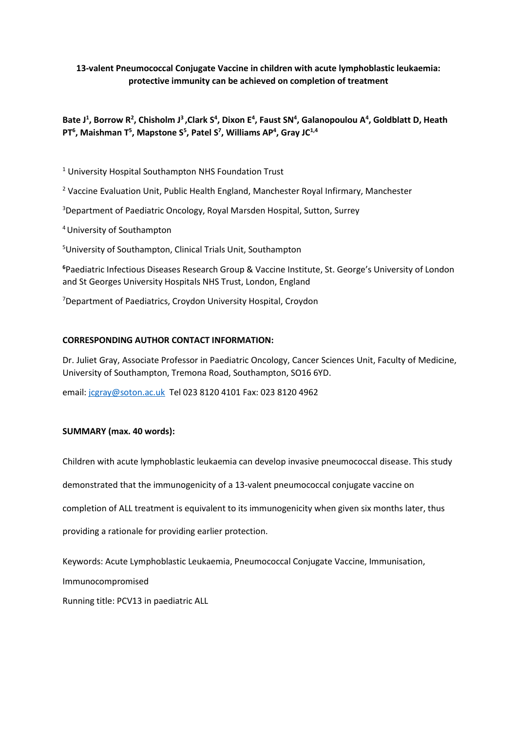**13-valent Pneumococcal Conjugate Vaccine in children with acute lymphoblastic leukaemia: protective immunity can be achieved on completion of treatment**

**Bate J[1], Borrow R[2], Chisholm J[3], Clark S[4], Dixon E[4], Faust SN[4], Galanopoulou A[4], Goldblatt D, Heath PT[6], Maishman T[5], Mapstone S[5], Patel S[7], Williams AP[4], Gray JC[1,4]**

[1] University Hospital Southampton NHS Foundation Trust

[2] Vaccine Evaluation Unit, Public Health England, Manchester Royal Infirmary, Manchester

[3] Department of Paediatric Oncology, Royal Marsden Hospital, Sutton, Surrey

[4] University of Southampton

[5] University of Southampton, Clinical Trials Unit, Southampton

[6] Paediatric Infectious Diseases Research Group & Vaccine Institute, St. George's University of London and St Georges University Hospitals NHS Trust, London, England

[7] Department of Paediatrics, Croydon University Hospital, Croydon

**CORRESPONDING AUTHOR CONTACT INFORMATION:**

Dr. Juliet Gray, Associate Professor in Paediatric Oncology, Cancer Sciences Unit, Faculty of Medicine, University of Southampton, Tremona Road, Southampton, SO16 6YD.

email: jcgray@soton.ac.uk Tel 023 8120 4101 Fax: 023 8120 4962

**SUMMARY (max. 40 words):**

Children with acute lymphoblastic leukaemia can develop invasive pneumococcal disease. This study demonstrated that the immunogenicity of a 13-valent pneumococcal conjugate vaccine on completion of ALL treatment is equivalent to its immunogenicity when given six months later, thus providing a rationale for providing earlier protection.

Keywords: Acute Lymphoblastic Leukaemia, Pneumococcal Conjugate Vaccine, Immunisation, Immunocompromised

Running title: PCV13 in paediatric ALL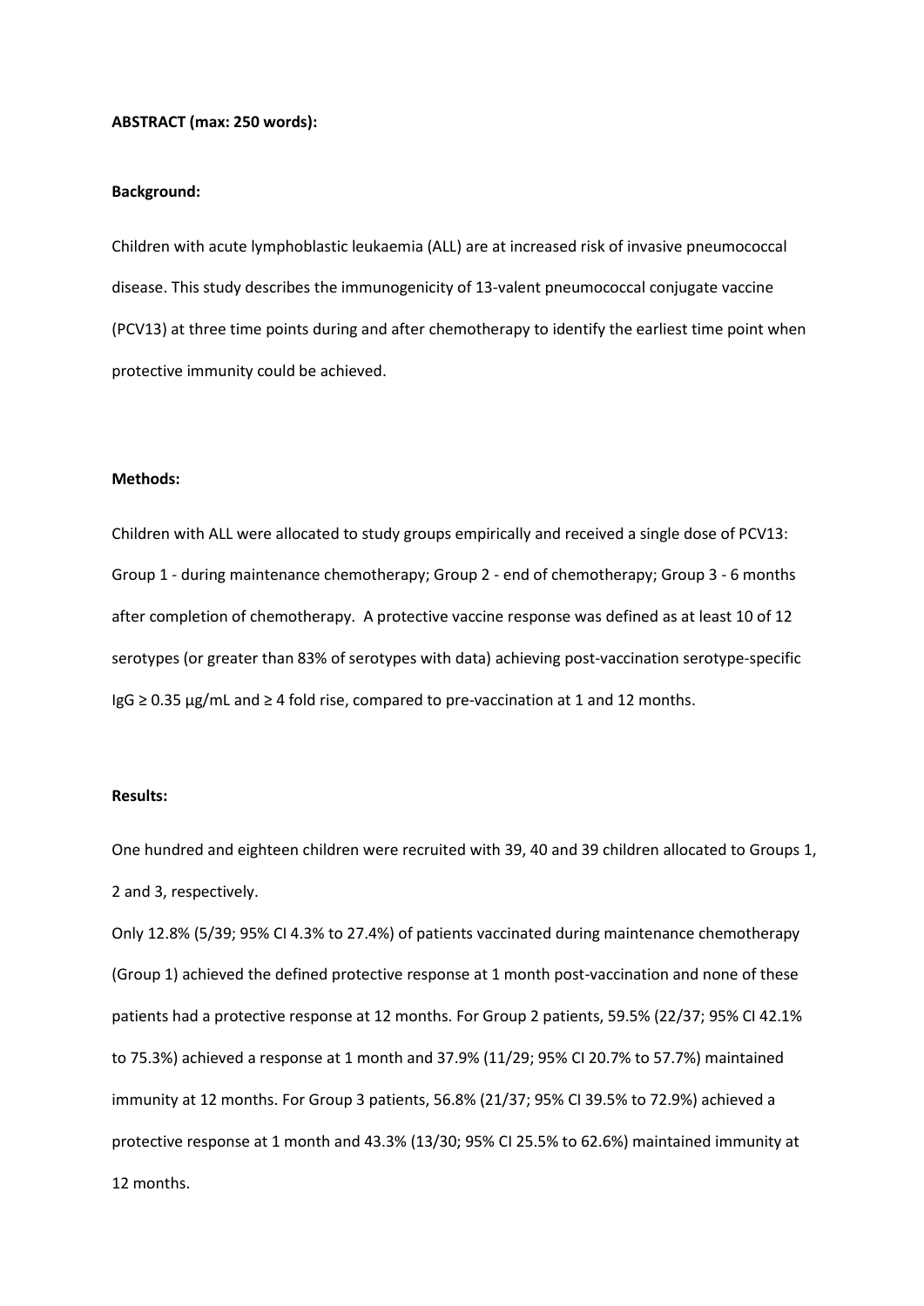**ABSTRACT (max: 250 words):**

**Background:**

Children with acute lymphoblastic leukaemia (ALL) are at increased risk of invasive pneumococcal disease. This study describes the immunogenicity of 13-valent pneumococcal conjugate vaccine (PCV13) at three time points during and after chemotherapy to identify the earliest time point when protective immunity could be achieved.

**Methods:**

Children with ALL were allocated to study groups empirically and received a single dose of PCV13: Group 1 - during maintenance chemotherapy; Group 2 - end of chemotherapy; Group 3 - 6 months after completion of chemotherapy. A protective vaccine response was defined as at least 10 of 12 serotypes (or greater than 83% of serotypes with data) achieving post-vaccination serotype-specific IgG ≥ 0.35 µg/mL and ≥ 4 fold rise, compared to pre-vaccination at 1 and 12 months.

**Results:**

One hundred and eighteen children were recruited with 39, 40 and 39 children allocated to Groups 1, 2 and 3, respectively.

Only 12.8% (5/39; 95% CI 4.3% to 27.4%) of patients vaccinated during maintenance chemotherapy (Group 1) achieved the defined protective response at 1 month post-vaccination and none of these patients had a protective response at 12 months. For Group 2 patients, 59.5% (22/37; 95% CI 42.1% to 75.3%) achieved a response at 1 month and 37.9% (11/29; 95% CI 20.7% to 57.7%) maintained immunity at 12 months. For Group 3 patients, 56.8% (21/37; 95% CI 39.5% to 72.9%) achieved a protective response at 1 month and 43.3% (13/30; 95% CI 25.5% to 62.6%) maintained immunity at 12 months.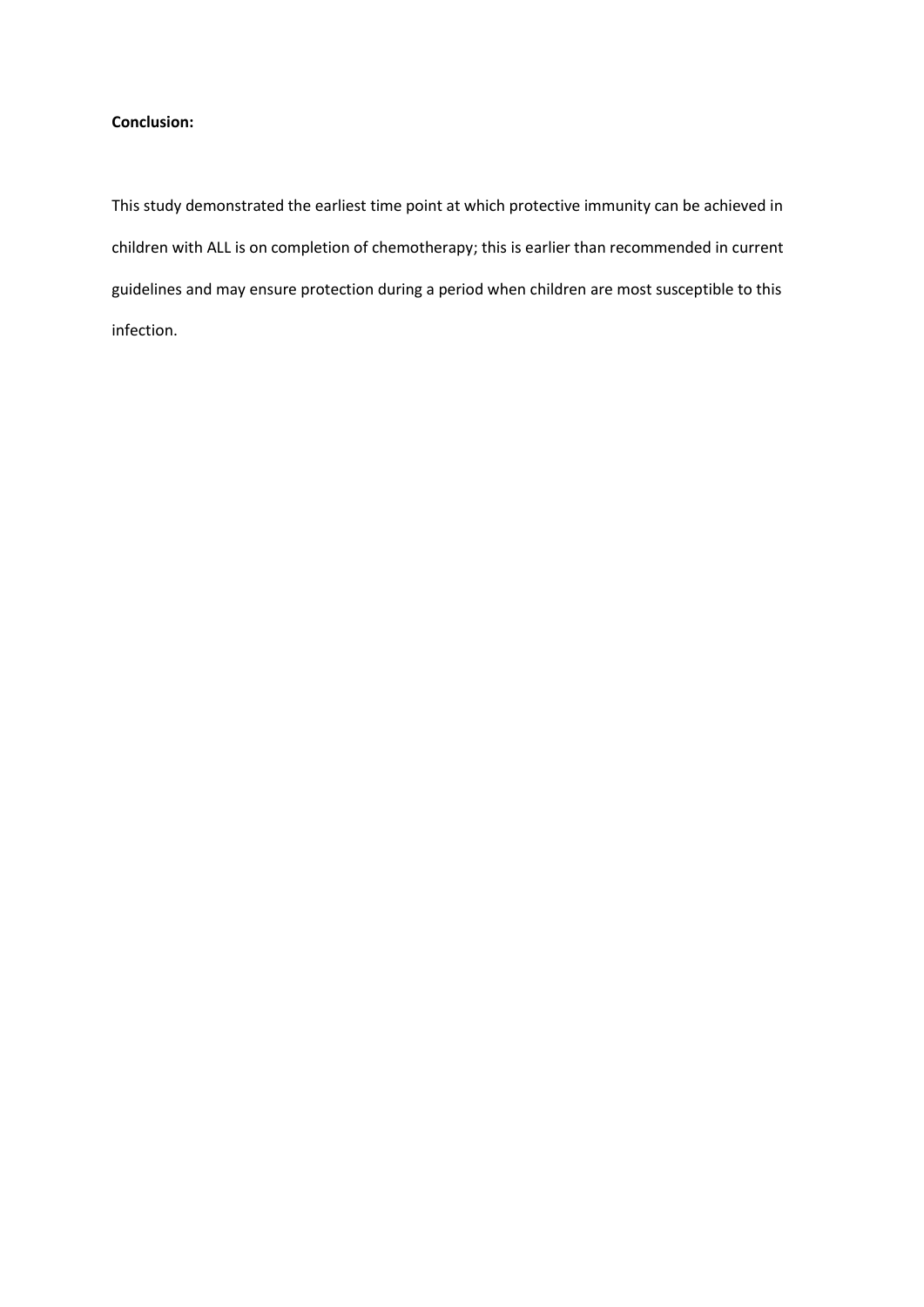**Conclusion:**

This study demonstrated the earliest time point at which protective immunity can be achieved in children with ALL is on completion of chemotherapy; this is earlier than recommended in current guidelines and may ensure protection during a period when children are most susceptible to this infection.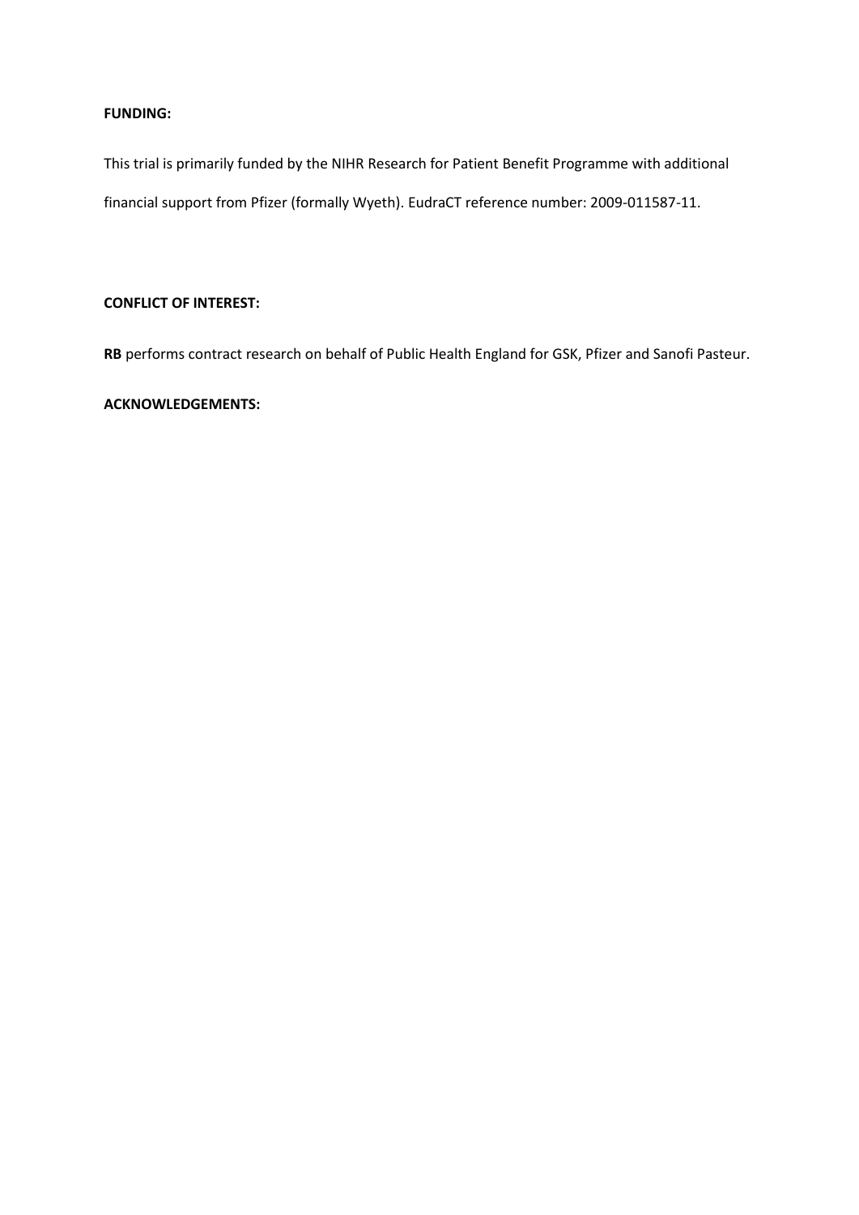**FUNDING:**

This trial is primarily funded by the NIHR Research for Patient Benefit Programme with additional financial support from Pfizer (formally Wyeth). EudraCT reference number: 2009-011587-11.

**CONFLICT OF INTEREST:**

**RB** performs contract research on behalf of Public Health England for GSK, Pfizer and Sanofi Pasteur.

**ACKNOWLEDGEMENTS:**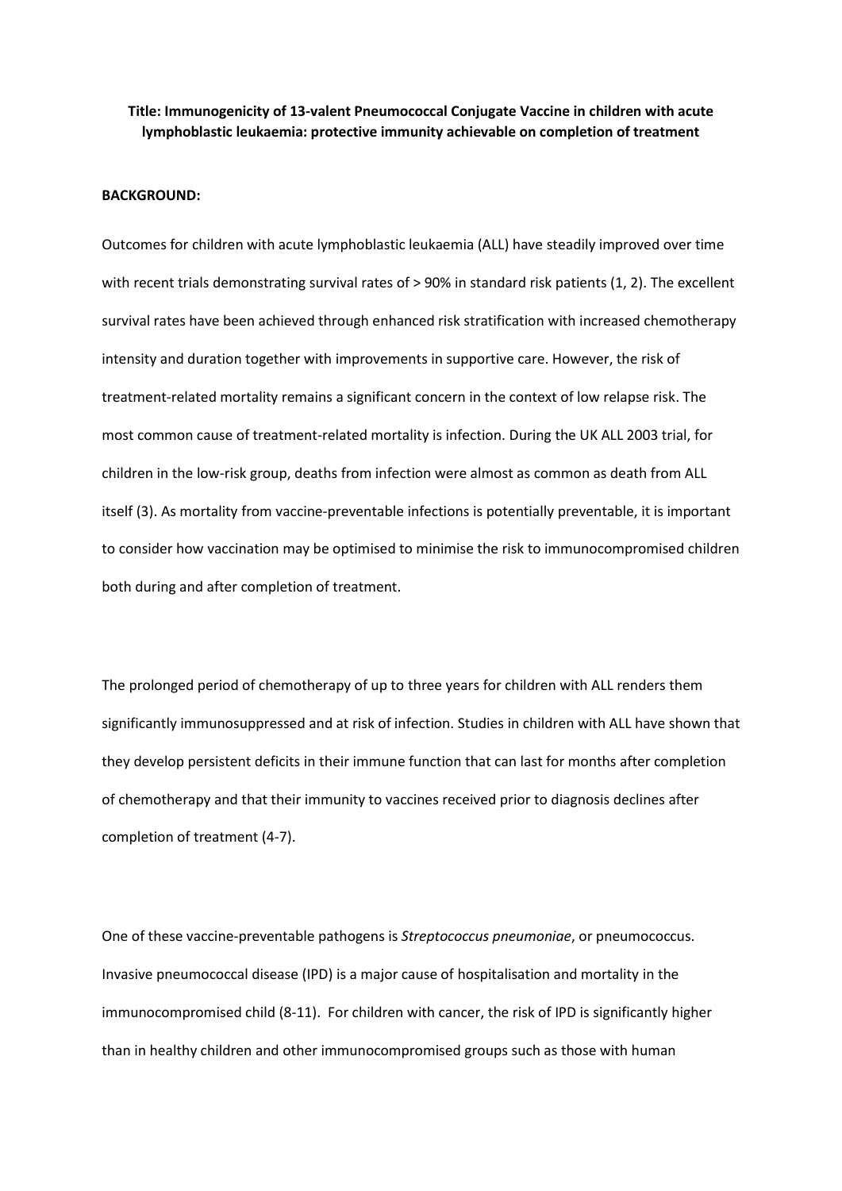**Title: Immunogenicity of 13-valent Pneumococcal Conjugate Vaccine in children with acute lymphoblastic leukaemia: protective immunity achievable on completion of treatment**

**BACKGROUND:**

Outcomes for children with acute lymphoblastic leukaemia (ALL) have steadily improved over time with recent trials demonstrating survival rates of > 90% in standard risk patients (1, 2). The excellent survival rates have been achieved through enhanced risk stratification with increased chemotherapy intensity and duration together with improvements in supportive care. However, the risk of treatment-related mortality remains a significant concern in the context of low relapse risk. The most common cause of treatment-related mortality is infection. During the UK ALL 2003 trial, for children in the low-risk group, deaths from infection were almost as common as death from ALL itself (3). As mortality from vaccine-preventable infections is potentially preventable, it is important to consider how vaccination may be optimised to minimise the risk to immunocompromised children both during and after completion of treatment.

The prolonged period of chemotherapy of up to three years for children with ALL renders them significantly immunosuppressed and at risk of infection. Studies in children with ALL have shown that they develop persistent deficits in their immune function that can last for months after completion of chemotherapy and that their immunity to vaccines received prior to diagnosis declines after completion of treatment (4-7).

One of these vaccine-preventable pathogens is *Streptococcus pneumoniae*, or pneumococcus. Invasive pneumococcal disease (IPD) is a major cause of hospitalisation and mortality in the immunocompromised child (8-11). For children with cancer, the risk of IPD is significantly higher than in healthy children and other immunocompromised groups such as those with human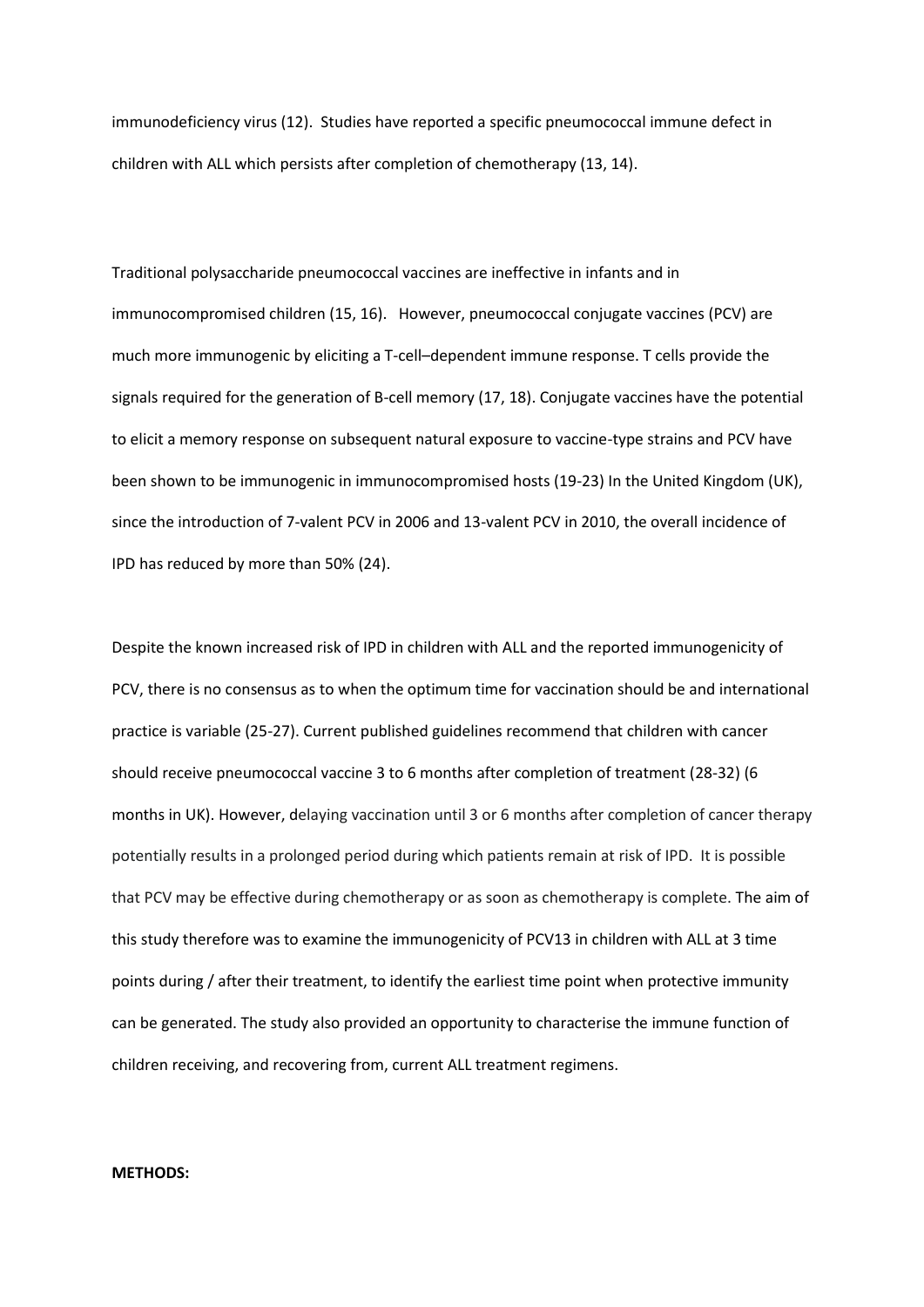immunodeficiency virus (12). Studies have reported a specific pneumococcal immune defect in children with ALL which persists after completion of chemotherapy (13, 14).

Traditional polysaccharide pneumococcal vaccines are ineffective in infants and in immunocompromised children (15, 16). However, pneumococcal conjugate vaccines (PCV) are much more immunogenic by eliciting a T-cell–dependent immune response. T cells provide the signals required for the generation of B-cell memory (17, 18). Conjugate vaccines have the potential to elicit a memory response on subsequent natural exposure to vaccine-type strains and PCV have been shown to be immunogenic in immunocompromised hosts (19-23) In the United Kingdom (UK), since the introduction of 7-valent PCV in 2006 and 13-valent PCV in 2010, the overall incidence of IPD has reduced by more than 50% (24).

Despite the known increased risk of IPD in children with ALL and the reported immunogenicity of PCV, there is no consensus as to when the optimum time for vaccination should be and international practice is variable (25-27). Current published guidelines recommend that children with cancer should receive pneumococcal vaccine 3 to 6 months after completion of treatment (28-32) (6 months in UK). However, delaying vaccination until 3 or 6 months after completion of cancer therapy potentially results in a prolonged period during which patients remain at risk of IPD. It is possible that PCV may be effective during chemotherapy or as soon as chemotherapy is complete. The aim of this study therefore was to examine the immunogenicity of PCV13 in children with ALL at 3 time points during / after their treatment, to identify the earliest time point when protective immunity can be generated. The study also provided an opportunity to characterise the immune function of children receiving, and recovering from, current ALL treatment regimens.

**METHODS:**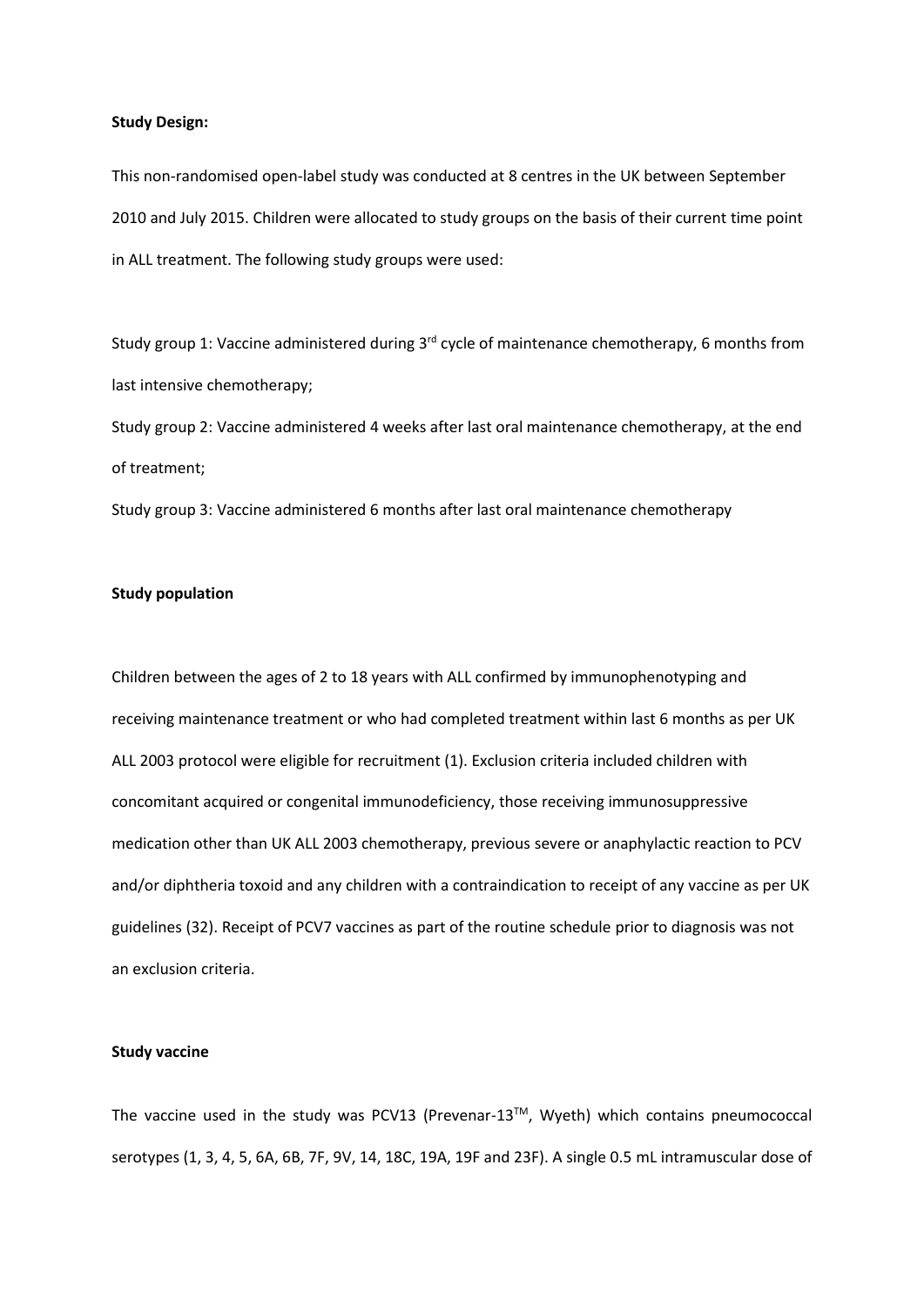**Study Design:**

This non-randomised open-label study was conducted at 8 centres in the UK between September 2010 and July 2015. Children were allocated to study groups on the basis of their current time point in ALL treatment. The following study groups were used:

Study group 1: Vaccine administered during 3rd cycle of maintenance chemotherapy, 6 months from last intensive chemotherapy;

Study group 2: Vaccine administered 4 weeks after last oral maintenance chemotherapy, at the end of treatment;

Study group 3: Vaccine administered 6 months after last oral maintenance chemotherapy

**Study population**

Children between the ages of 2 to 18 years with ALL confirmed by immunophenotyping and receiving maintenance treatment or who had completed treatment within last 6 months as per UK ALL 2003 protocol were eligible for recruitment (1). Exclusion criteria included children with concomitant acquired or congenital immunodeficiency, those receiving immunosuppressive medication other than UK ALL 2003 chemotherapy, previous severe or anaphylactic reaction to PCV and/or diphtheria toxoid and any children with a contraindication to receipt of any vaccine as per UK guidelines (32). Receipt of PCV7 vaccines as part of the routine schedule prior to diagnosis was not an exclusion criteria.

**Study vaccine**

The vaccine used in the study was PCV13 (Prevenar-13TM, Wyeth) which contains pneumococcal serotypes (1, 3, 4, 5, 6A, 6B, 7F, 9V, 14, 18C, 19A, 19F and 23F). A single 0.5 mL intramuscular dose of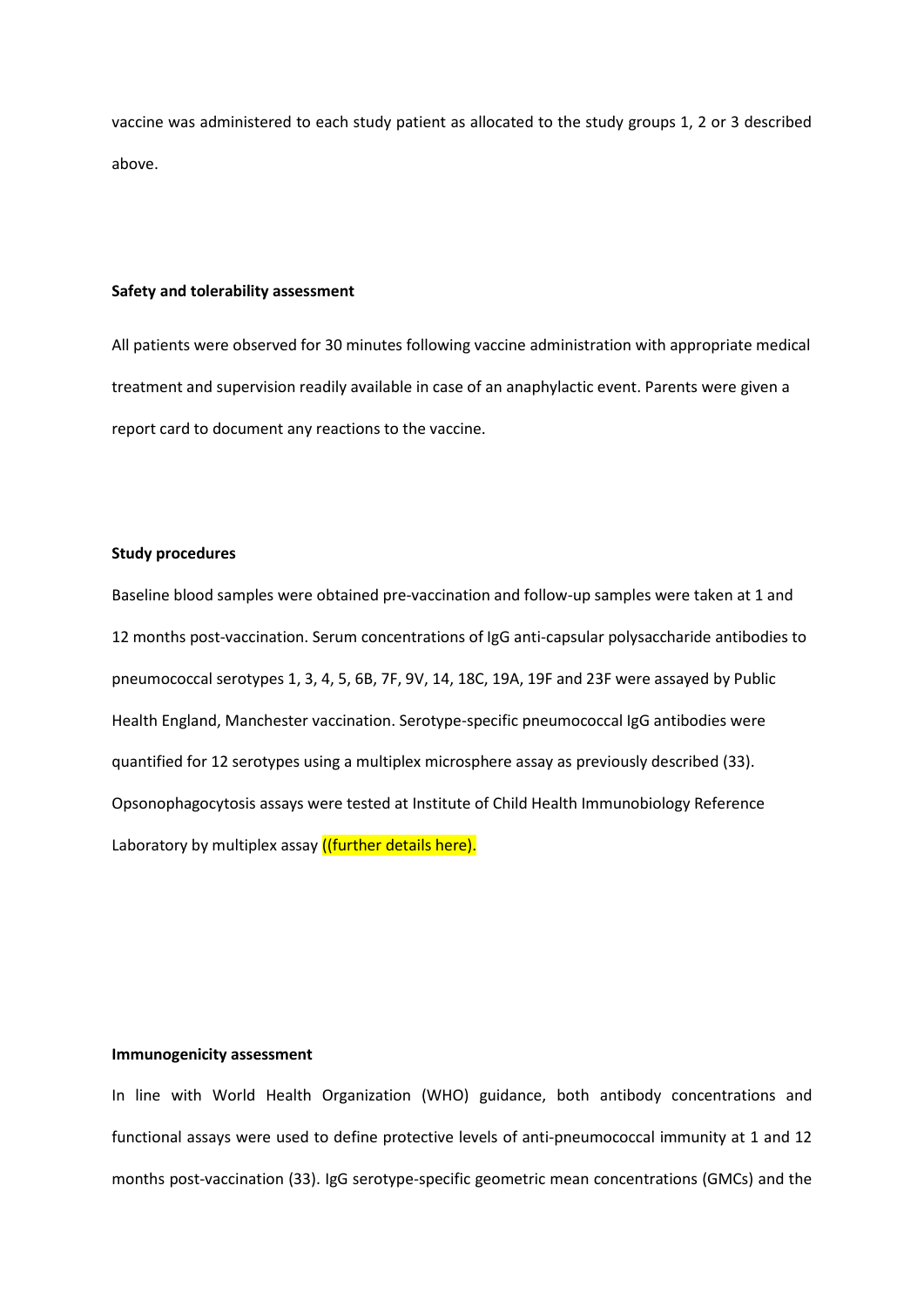vaccine was administered to each study patient as allocated to the study groups 1, 2 or 3 described above.

**Safety and tolerability assessment**

All patients were observed for 30 minutes following vaccine administration with appropriate medical treatment and supervision readily available in case of an anaphylactic event. Parents were given a report card to document any reactions to the vaccine.

**Study procedures**

Baseline blood samples were obtained pre-vaccination and follow-up samples were taken at 1 and 12 months post-vaccination. Serum concentrations of IgG anti-capsular polysaccharide antibodies to pneumococcal serotypes 1, 3, 4, 5, 6B, 7F, 9V, 14, 18C, 19A, 19F and 23F were assayed by Public Health England, Manchester vaccination. Serotype-specific pneumococcal IgG antibodies were quantified for 12 serotypes using a multiplex microsphere assay as previously described (33). Opsonophagocytosis assays were tested at Institute of Child Health Immunobiology Reference Laboratory by multiplex assay ((further details here).

**Immunogenicity assessment**

In line with World Health Organization (WHO) guidance, both antibody concentrations and functional assays were used to define protective levels of anti-pneumococcal immunity at 1 and 12 months post-vaccination (33). IgG serotype-specific geometric mean concentrations (GMCs) and the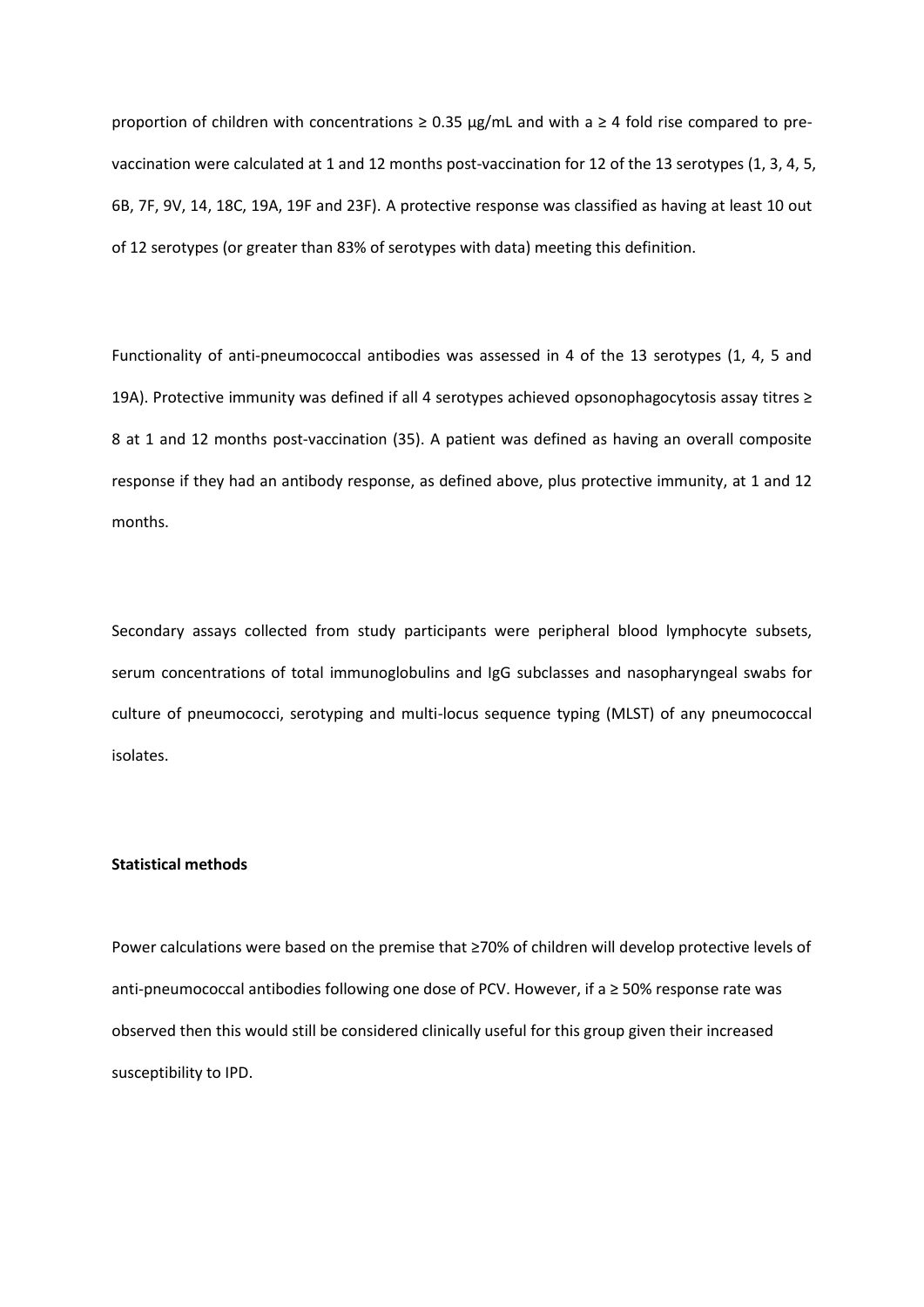proportion of children with concentrations ≥ 0.35 μg/mL and with a ≥ 4 fold rise compared to pre-vaccination were calculated at 1 and 12 months post-vaccination for 12 of the 13 serotypes (1, 3, 4, 5, 6B, 7F, 9V, 14, 18C, 19A, 19F and 23F). A protective response was classified as having at least 10 out of 12 serotypes (or greater than 83% of serotypes with data) meeting this definition.

Functionality of anti-pneumococcal antibodies was assessed in 4 of the 13 serotypes (1, 4, 5 and 19A). Protective immunity was defined if all 4 serotypes achieved opsonophagocytosis assay titres ≥ 8 at 1 and 12 months post-vaccination (35). A patient was defined as having an overall composite response if they had an antibody response, as defined above, plus protective immunity, at 1 and 12 months.

Secondary assays collected from study participants were peripheral blood lymphocyte subsets, serum concentrations of total immunoglobulins and IgG subclasses and nasopharyngeal swabs for culture of pneumococci, serotyping and multi-locus sequence typing (MLST) of any pneumococcal isolates.

**Statistical methods**

Power calculations were based on the premise that ≥70% of children will develop protective levels of anti-pneumococcal antibodies following one dose of PCV. However, if a ≥ 50% response rate was observed then this would still be considered clinically useful for this group given their increased susceptibility to IPD.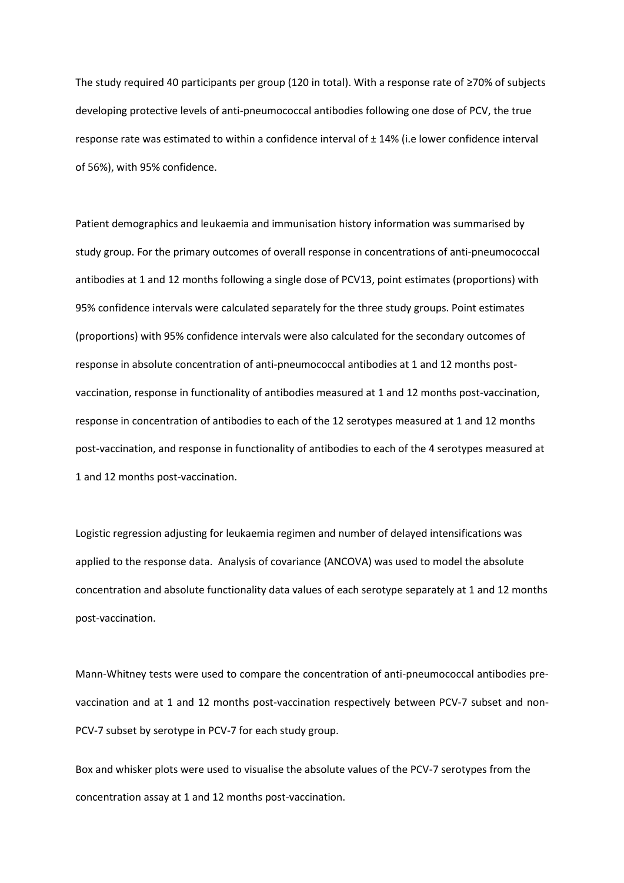The study required 40 participants per group (120 in total). With a response rate of ≥70% of subjects developing protective levels of anti-pneumococcal antibodies following one dose of PCV, the true response rate was estimated to within a confidence interval of ± 14% (i.e lower confidence interval of 56%), with 95% confidence.

Patient demographics and leukaemia and immunisation history information was summarised by study group. For the primary outcomes of overall response in concentrations of anti-pneumococcal antibodies at 1 and 12 months following a single dose of PCV13, point estimates (proportions) with 95% confidence intervals were calculated separately for the three study groups. Point estimates (proportions) with 95% confidence intervals were also calculated for the secondary outcomes of response in absolute concentration of anti-pneumococcal antibodies at 1 and 12 months post-vaccination, response in functionality of antibodies measured at 1 and 12 months post-vaccination, response in concentration of antibodies to each of the 12 serotypes measured at 1 and 12 months post-vaccination, and response in functionality of antibodies to each of the 4 serotypes measured at 1 and 12 months post-vaccination.

Logistic regression adjusting for leukaemia regimen and number of delayed intensifications was applied to the response data. Analysis of covariance (ANCOVA) was used to model the absolute concentration and absolute functionality data values of each serotype separately at 1 and 12 months post-vaccination.

Mann-Whitney tests were used to compare the concentration of anti-pneumococcal antibodies pre-vaccination and at 1 and 12 months post-vaccination respectively between PCV-7 subset and non-PCV-7 subset by serotype in PCV-7 for each study group.

Box and whisker plots were used to visualise the absolute values of the PCV-7 serotypes from the concentration assay at 1 and 12 months post-vaccination.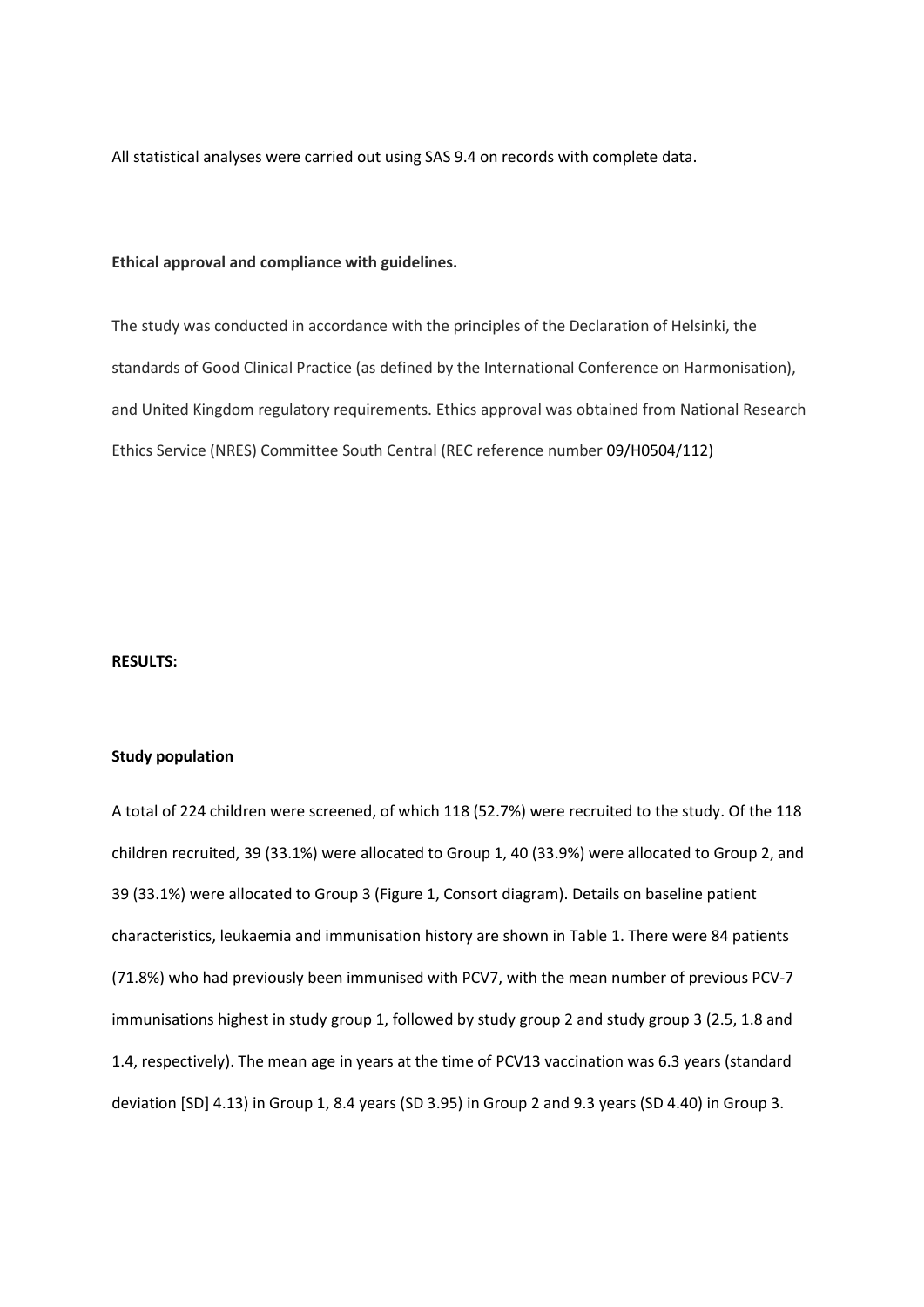All statistical analyses were carried out using SAS 9.4 on records with complete data.

**Ethical approval and compliance with guidelines.**

The study was conducted in accordance with the principles of the Declaration of Helsinki, the standards of Good Clinical Practice (as defined by the International Conference on Harmonisation), and United Kingdom regulatory requirements. Ethics approval was obtained from National Research Ethics Service (NRES) Committee South Central (REC reference number 09/H0504/112)

## RESULTS:

**Study population**

A total of 224 children were screened, of which 118 (52.7%) were recruited to the study. Of the 118 children recruited, 39 (33.1%) were allocated to Group 1, 40 (33.9%) were allocated to Group 2, and 39 (33.1%) were allocated to Group 3 (Figure 1, Consort diagram). Details on baseline patient characteristics, leukaemia and immunisation history are shown in Table 1. There were 84 patients (71.8%) who had previously been immunised with PCV7, with the mean number of previous PCV-7 immunisations highest in study group 1, followed by study group 2 and study group 3 (2.5, 1.8 and 1.4, respectively). The mean age in years at the time of PCV13 vaccination was 6.3 years (standard deviation [SD] 4.13) in Group 1, 8.4 years (SD 3.95) in Group 2 and 9.3 years (SD 4.40) in Group 3.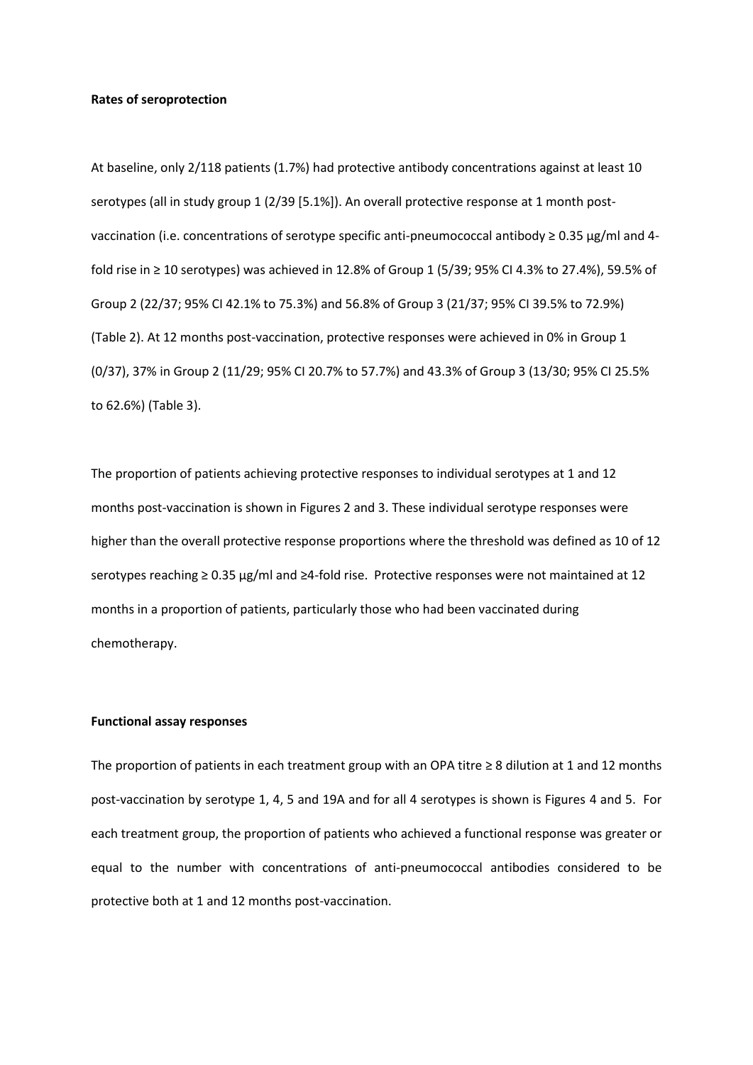**Rates of seroprotection**

At baseline, only 2/118 patients (1.7%) had protective antibody concentrations against at least 10 serotypes (all in study group 1 (2/39 [5.1%]). An overall protective response at 1 month post-vaccination (i.e. concentrations of serotype specific anti-pneumococcal antibody ≥ 0.35 µg/ml and 4-fold rise in ≥ 10 serotypes) was achieved in 12.8% of Group 1 (5/39; 95% CI 4.3% to 27.4%), 59.5% of Group 2 (22/37; 95% CI 42.1% to 75.3%) and 56.8% of Group 3 (21/37; 95% CI 39.5% to 72.9%) (Table 2). At 12 months post-vaccination, protective responses were achieved in 0% in Group 1 (0/37), 37% in Group 2 (11/29; 95% CI 20.7% to 57.7%) and 43.3% of Group 3 (13/30; 95% CI 25.5% to 62.6%) (Table 3).

The proportion of patients achieving protective responses to individual serotypes at 1 and 12 months post-vaccination is shown in Figures 2 and 3. These individual serotype responses were higher than the overall protective response proportions where the threshold was defined as 10 of 12 serotypes reaching ≥ 0.35 µg/ml and ≥4-fold rise. Protective responses were not maintained at 12 months in a proportion of patients, particularly those who had been vaccinated during chemotherapy.

**Functional assay responses**

The proportion of patients in each treatment group with an OPA titre ≥ 8 dilution at 1 and 12 months post-vaccination by serotype 1, 4, 5 and 19A and for all 4 serotypes is shown is Figures 4 and 5. For each treatment group, the proportion of patients who achieved a functional response was greater or equal to the number with concentrations of anti-pneumococcal antibodies considered to be protective both at 1 and 12 months post-vaccination.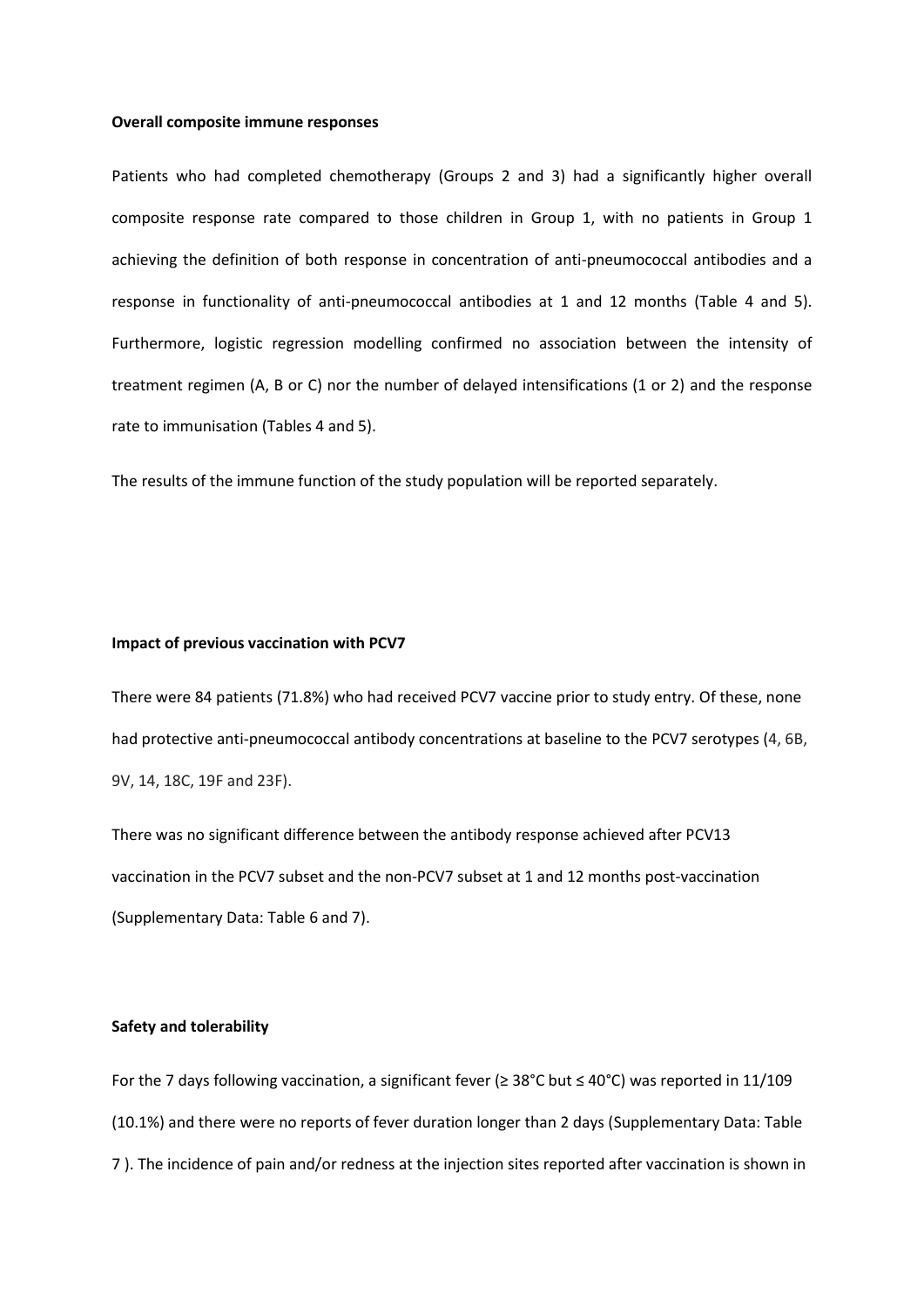**Overall composite immune responses**

Patients who had completed chemotherapy (Groups 2 and 3) had a significantly higher overall composite response rate compared to those children in Group 1, with no patients in Group 1 achieving the definition of both response in concentration of anti-pneumococcal antibodies and a response in functionality of anti-pneumococcal antibodies at 1 and 12 months (Table 4 and 5). Furthermore, logistic regression modelling confirmed no association between the intensity of treatment regimen (A, B or C) nor the number of delayed intensifications (1 or 2) and the response rate to immunisation (Tables 4 and 5).

The results of the immune function of the study population will be reported separately.

**Impact of previous vaccination with PCV7**

There were 84 patients (71.8%) who had received PCV7 vaccine prior to study entry. Of these, none had protective anti-pneumococcal antibody concentrations at baseline to the PCV7 serotypes (4, 6B, 9V, 14, 18C, 19F and 23F).

There was no significant difference between the antibody response achieved after PCV13 vaccination in the PCV7 subset and the non-PCV7 subset at 1 and 12 months post-vaccination (Supplementary Data: Table 6 and 7).

**Safety and tolerability**

For the 7 days following vaccination, a significant fever (≥ 38°C but ≤ 40°C) was reported in 11/109 (10.1%) and there were no reports of fever duration longer than 2 days (Supplementary Data: Table 7 ). The incidence of pain and/or redness at the injection sites reported after vaccination is shown in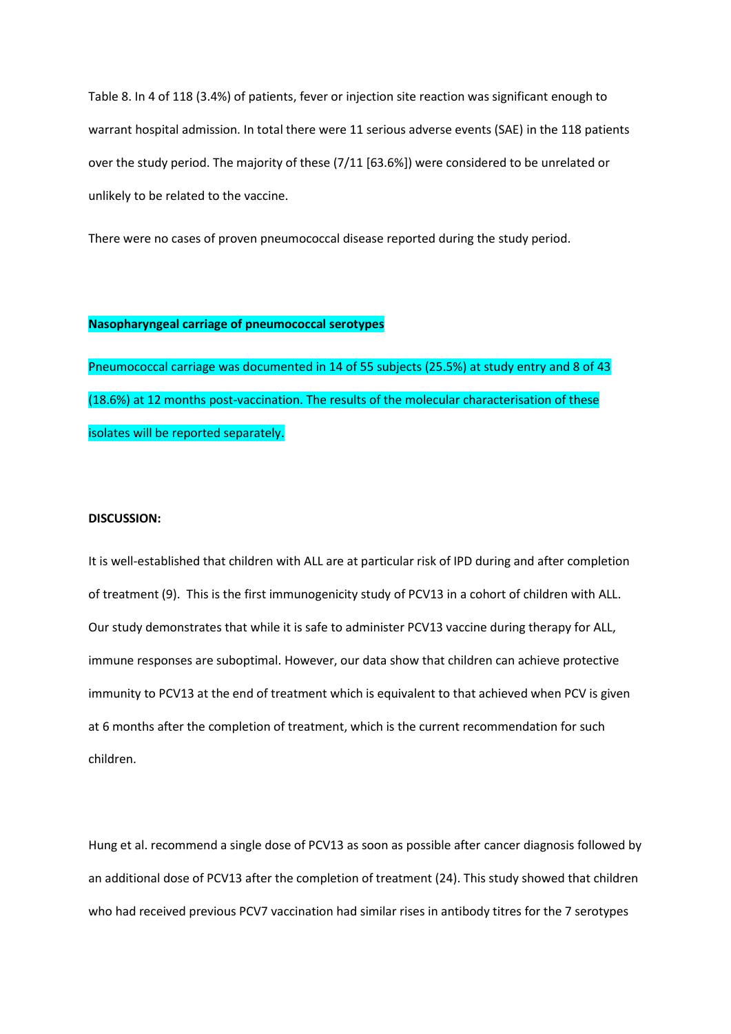Table 8. In 4 of 118 (3.4%) of patients, fever or injection site reaction was significant enough to warrant hospital admission. In total there were 11 serious adverse events (SAE) in the 118 patients over the study period. The majority of these (7/11 [63.6%]) were considered to be unrelated or unlikely to be related to the vaccine.

There were no cases of proven pneumococcal disease reported during the study period.

**Nasopharyngeal carriage of pneumococcal serotypes**

Pneumococcal carriage was documented in 14 of 55 subjects (25.5%) at study entry and 8 of 43 (18.6%) at 12 months post-vaccination. The results of the molecular characterisation of these isolates will be reported separately.

**DISCUSSION:**

It is well-established that children with ALL are at particular risk of IPD during and after completion of treatment (9). This is the first immunogenicity study of PCV13 in a cohort of children with ALL. Our study demonstrates that while it is safe to administer PCV13 vaccine during therapy for ALL, immune responses are suboptimal. However, our data show that children can achieve protective immunity to PCV13 at the end of treatment which is equivalent to that achieved when PCV is given at 6 months after the completion of treatment, which is the current recommendation for such children.

Hung et al. recommend a single dose of PCV13 as soon as possible after cancer diagnosis followed by an additional dose of PCV13 after the completion of treatment (24). This study showed that children who had received previous PCV7 vaccination had similar rises in antibody titres for the 7 serotypes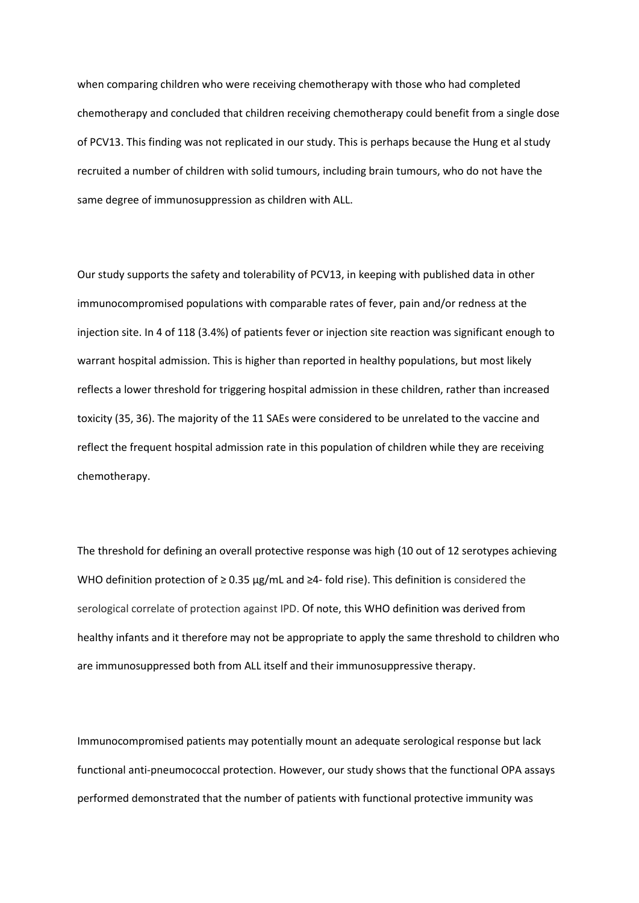when comparing children who were receiving chemotherapy with those who had completed chemotherapy and concluded that children receiving chemotherapy could benefit from a single dose of PCV13. This finding was not replicated in our study. This is perhaps because the Hung et al study recruited a number of children with solid tumours, including brain tumours, who do not have the same degree of immunosuppression as children with ALL.

Our study supports the safety and tolerability of PCV13, in keeping with published data in other immunocompromised populations with comparable rates of fever, pain and/or redness at the injection site. In 4 of 118 (3.4%) of patients fever or injection site reaction was significant enough to warrant hospital admission. This is higher than reported in healthy populations, but most likely reflects a lower threshold for triggering hospital admission in these children, rather than increased toxicity (35, 36). The majority of the 11 SAEs were considered to be unrelated to the vaccine and reflect the frequent hospital admission rate in this population of children while they are receiving chemotherapy.

The threshold for defining an overall protective response was high (10 out of 12 serotypes achieving WHO definition protection of ≥ 0.35 µg/mL and ≥4- fold rise). This definition is considered the serological correlate of protection against IPD. Of note, this WHO definition was derived from healthy infants and it therefore may not be appropriate to apply the same threshold to children who are immunosuppressed both from ALL itself and their immunosuppressive therapy.

Immunocompromised patients may potentially mount an adequate serological response but lack functional anti-pneumococcal protection. However, our study shows that the functional OPA assays performed demonstrated that the number of patients with functional protective immunity was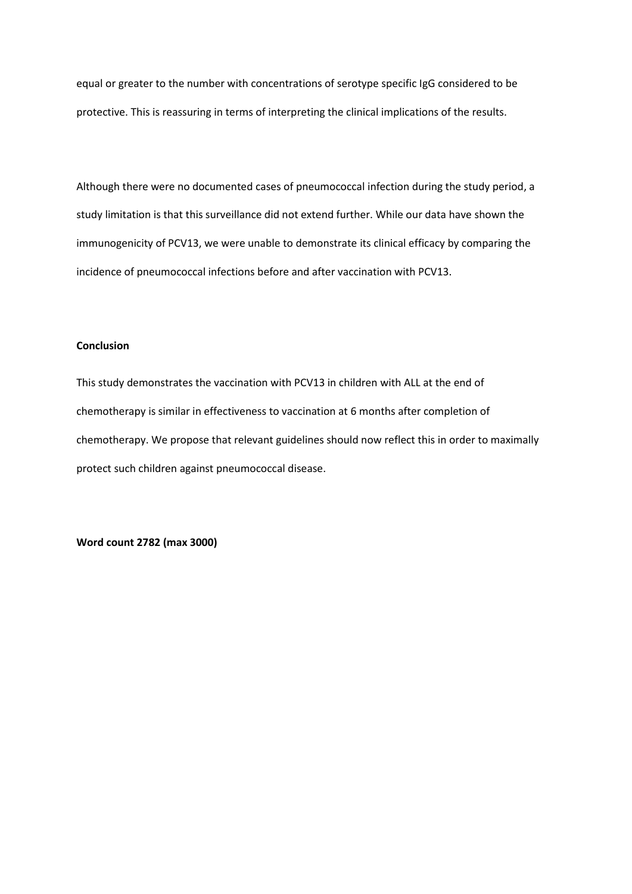equal or greater to the number with concentrations of serotype specific IgG considered to be protective. This is reassuring in terms of interpreting the clinical implications of the results.

Although there were no documented cases of pneumococcal infection during the study period, a study limitation is that this surveillance did not extend further. While our data have shown the immunogenicity of PCV13, we were unable to demonstrate its clinical efficacy by comparing the incidence of pneumococcal infections before and after vaccination with PCV13.

## Conclusion

This study demonstrates the vaccination with PCV13 in children with ALL at the end of chemotherapy is similar in effectiveness to vaccination at 6 months after completion of chemotherapy. We propose that relevant guidelines should now reflect this in order to maximally protect such children against pneumococcal disease.

**Word count 2782 (max 3000)**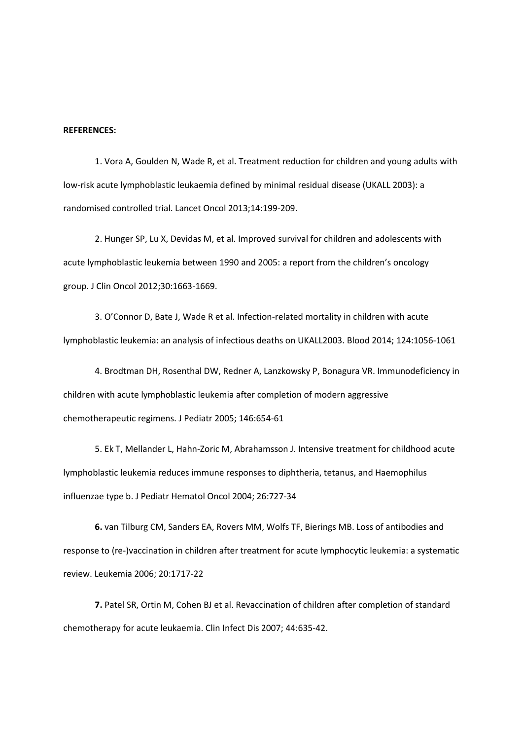**REFERENCES:**

1. Vora A, Goulden N, Wade R, et al. Treatment reduction for children and young adults with low-risk acute lymphoblastic leukaemia defined by minimal residual disease (UKALL 2003): a randomised controlled trial. Lancet Oncol 2013;14:199-209.

2. Hunger SP, Lu X, Devidas M, et al. Improved survival for children and adolescents with acute lymphoblastic leukemia between 1990 and 2005: a report from the children's oncology group. J Clin Oncol 2012;30:1663-1669.

3. O'Connor D, Bate J, Wade R et al. Infection-related mortality in children with acute lymphoblastic leukemia: an analysis of infectious deaths on UKALL2003. Blood 2014; 124:1056-1061

4. Brodtman DH, Rosenthal DW, Redner A, Lanzkowsky P, Bonagura VR. Immunodeficiency in children with acute lymphoblastic leukemia after completion of modern aggressive chemotherapeutic regimens. J Pediatr 2005; 146:654-61

5. Ek T, Mellander L, Hahn-Zoric M, Abrahamsson J. Intensive treatment for childhood acute lymphoblastic leukemia reduces immune responses to diphtheria, tetanus, and Haemophilus influenzae type b. J Pediatr Hematol Oncol 2004; 26:727-34

**6.** van Tilburg CM, Sanders EA, Rovers MM, Wolfs TF, Bierings MB. Loss of antibodies and response to (re-)vaccination in children after treatment for acute lymphocytic leukemia: a systematic review. Leukemia 2006; 20:1717-22

**7.** Patel SR, Ortin M, Cohen BJ et al. Revaccination of children after completion of standard chemotherapy for acute leukaemia. Clin Infect Dis 2007; 44:635-42.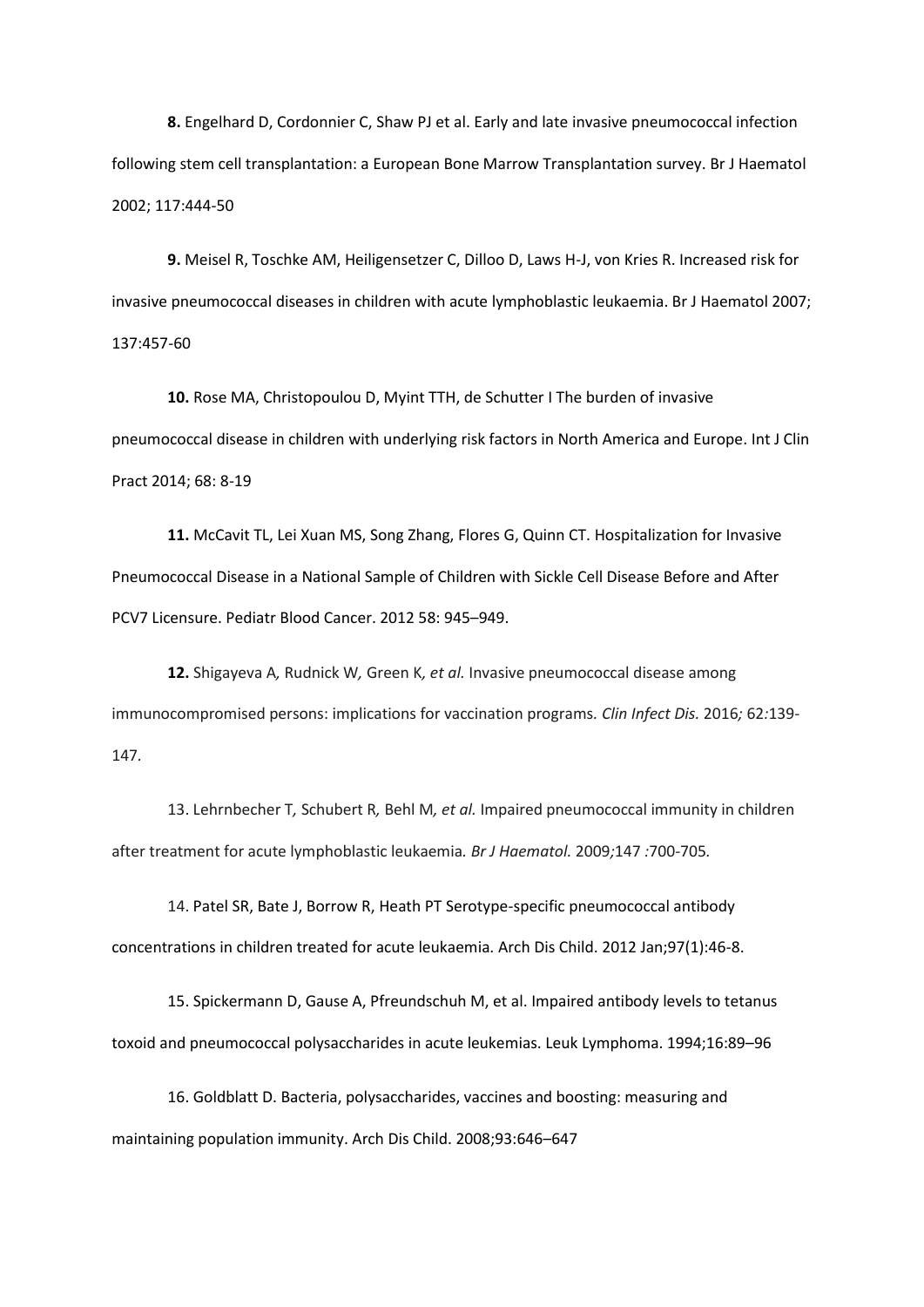**8.** Engelhard D, Cordonnier C, Shaw PJ et al. Early and late invasive pneumococcal infection following stem cell transplantation: a European Bone Marrow Transplantation survey. Br J Haematol 2002; 117:444-50

**9.** Meisel R, Toschke AM, Heiligensetzer C, Dilloo D, Laws H-J, von Kries R. Increased risk for invasive pneumococcal diseases in children with acute lymphoblastic leukaemia. Br J Haematol 2007; 137:457-60

**10.** Rose MA, Christopoulou D, Myint TTH, de Schutter I The burden of invasive pneumococcal disease in children with underlying risk factors in North America and Europe. Int J Clin Pract 2014; 68: 8-19

**11.** McCavit TL, Lei Xuan MS, Song Zhang, Flores G, Quinn CT. Hospitalization for Invasive Pneumococcal Disease in a National Sample of Children with Sickle Cell Disease Before and After PCV7 Licensure. Pediatr Blood Cancer. 2012 58: 945–949.

**12.** Shigayeva A*,* Rudnick W*,* Green K*, et al.* Invasive pneumococcal disease among immunocompromised persons: implications for vaccination programs*. Clin Infect Dis.* 2016*;* 62*:*139-147*.*

13. Lehrnbecher T*,* Schubert R*,* Behl M*, et al.* Impaired pneumococcal immunity in children after treatment for acute lymphoblastic leukaemia*. Br J Haematol.* 2009*;*147 *:*700-705*.*

14. Patel SR, Bate J, Borrow R, Heath PT Serotype-specific pneumococcal antibody concentrations in children treated for acute leukaemia. Arch Dis Child. 2012 Jan;97(1):46-8.

15. Spickermann D, Gause A, Pfreundschuh M, et al. Impaired antibody levels to tetanus toxoid and pneumococcal polysaccharides in acute leukemias. Leuk Lymphoma. 1994;16:89–96

16. Goldblatt D. Bacteria, polysaccharides, vaccines and boosting: measuring and maintaining population immunity. Arch Dis Child. 2008;93:646–647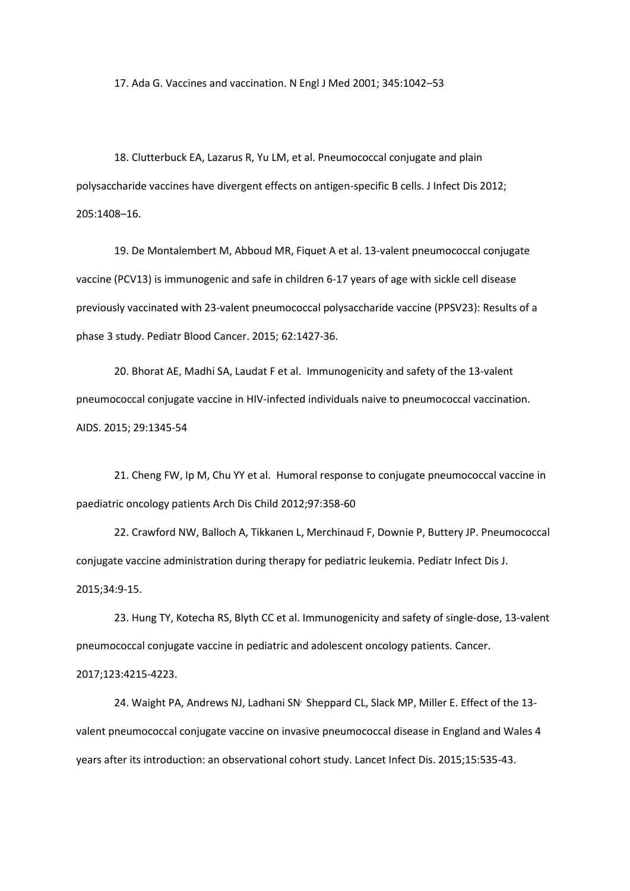17. Ada G. Vaccines and vaccination. N Engl J Med 2001; 345:1042–53

18. Clutterbuck EA, Lazarus R, Yu LM, et al. Pneumococcal conjugate and plain polysaccharide vaccines have divergent effects on antigen-specific B cells. J Infect Dis 2012; 205:1408–16.

19. De Montalembert M, Abboud MR, Fiquet A et al. 13-valent pneumococcal conjugate vaccine (PCV13) is immunogenic and safe in children 6-17 years of age with sickle cell disease previously vaccinated with 23-valent pneumococcal polysaccharide vaccine (PPSV23): Results of a phase 3 study. Pediatr Blood Cancer. 2015; 62:1427-36.

20. Bhorat AE, Madhi SA, Laudat F et al. Immunogenicity and safety of the 13-valent pneumococcal conjugate vaccine in HIV-infected individuals naive to pneumococcal vaccination. AIDS. 2015; 29:1345-54

21. Cheng FW, Ip M, Chu YY et al. Humoral response to conjugate pneumococcal vaccine in paediatric oncology patients Arch Dis Child 2012;97:358-60

22. Crawford NW, Balloch A, Tikkanen L, Merchinaud F, Downie P, Buttery JP. Pneumococcal conjugate vaccine administration during therapy for pediatric leukemia. Pediatr Infect Dis J. 2015;34:9-15.

23. Hung TY, Kotecha RS, Blyth CC et al. Immunogenicity and safety of single-dose, 13-valent pneumococcal conjugate vaccine in pediatric and adolescent oncology patients. Cancer. 2017;123:4215-4223.

24. Waight PA, Andrews NJ, Ladhani SN, Sheppard CL, Slack MP, Miller E. Effect of the 13-valent pneumococcal conjugate vaccine on invasive pneumococcal disease in England and Wales 4 years after its introduction: an observational cohort study. Lancet Infect Dis. 2015;15:535-43.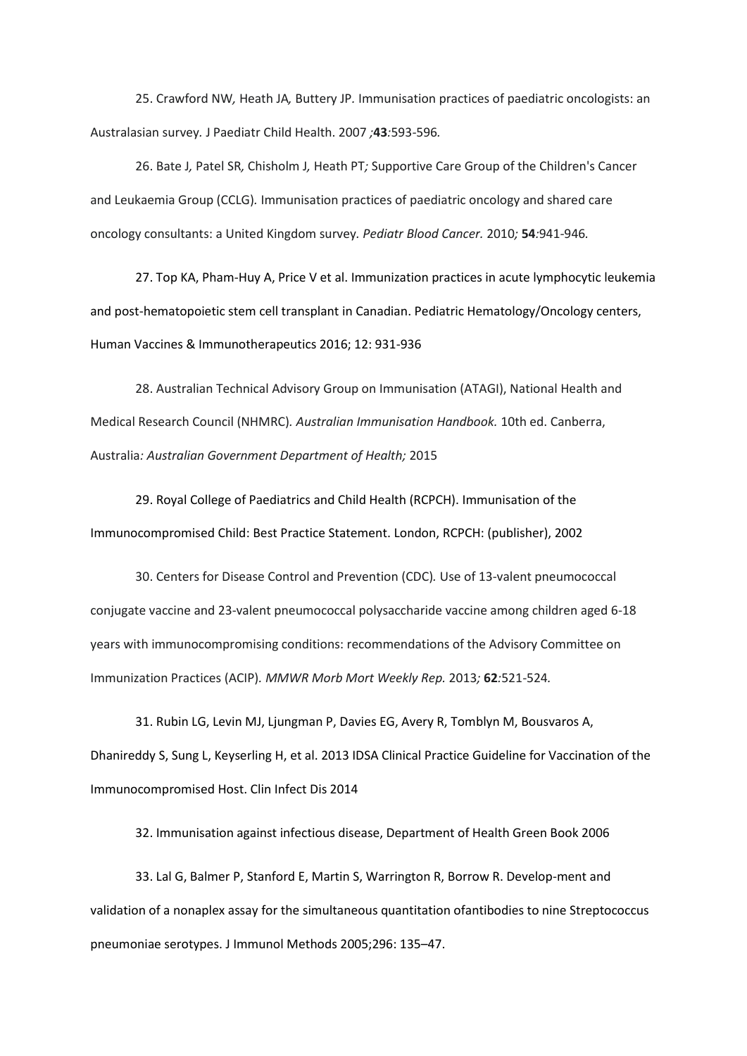25. Crawford NW*,* Heath JA*,* Buttery JP*.* Immunisation practices of paediatric oncologists: an Australasian survey*.* J Paediatr Child Health. 2007 *;***43***:*593-596*.*

26. Bate J*,* Patel SR*,* Chisholm J*,* Heath PT*;* Supportive Care Group of the Children's Cancer and Leukaemia Group (CCLG)*.* Immunisation practices of paediatric oncology and shared care oncology consultants: a United Kingdom survey*. Pediatr Blood Cancer.* 2010*;* **54***:*941-946*.*

27. Top KA, Pham-Huy A, Price V et al. Immunization practices in acute lymphocytic leukemia and post-hematopoietic stem cell transplant in Canadian. Pediatric Hematology/Oncology centers, Human Vaccines & Immunotherapeutics 2016; 12: 931-936

28. Australian Technical Advisory Group on Immunisation (ATAGI), National Health and Medical Research Council (NHMRC)*. Australian Immunisation Handbook.* 10th ed. Canberra, Australia*: Australian Government Department of Health;* 2015

29. Royal College of Paediatrics and Child Health (RCPCH). Immunisation of the Immunocompromised Child: Best Practice Statement. London, RCPCH: (publisher), 2002

30. Centers for Disease Control and Prevention (CDC)*.* Use of 13-valent pneumococcal conjugate vaccine and 23-valent pneumococcal polysaccharide vaccine among children aged 6-18 years with immunocompromising conditions: recommendations of the Advisory Committee on Immunization Practices (ACIP)*. MMWR Morb Mort Weekly Rep.* 2013*;* **62***:*521-524*.*

31. Rubin LG, Levin MJ, Ljungman P, Davies EG, Avery R, Tomblyn M, Bousvaros A, Dhanireddy S, Sung L, Keyserling H, et al. 2013 IDSA Clinical Practice Guideline for Vaccination of the Immunocompromised Host. Clin Infect Dis 2014

32. Immunisation against infectious disease, Department of Health Green Book 2006

33. Lal G, Balmer P, Stanford E, Martin S, Warrington R, Borrow R. Develop-ment and validation of a nonaplex assay for the simultaneous quantitation ofantibodies to nine Streptococcus pneumoniae serotypes. J Immunol Methods 2005;296: 135–47.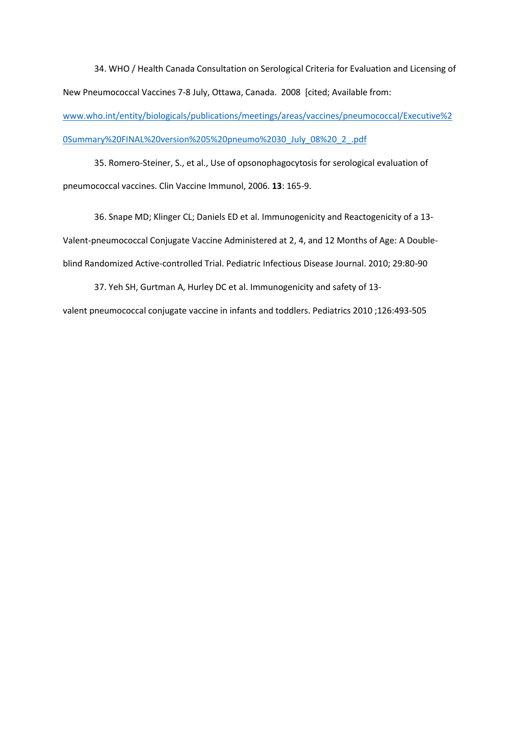34. WHO / Health Canada Consultation on Serological Criteria for Evaluation and Licensing of New Pneumococcal Vaccines 7-8 July, Ottawa, Canada. 2008 [cited; Available from: www.who.int/entity/biologicals/publications/meetings/areas/vaccines/pneumococcal/Executive%20Summary%20FINAL%20version%205%20pneumo%2030_July_08%20_2_.pdf

35. Romero-Steiner, S., et al., Use of opsonophagocytosis for serological evaluation of pneumococcal vaccines. Clin Vaccine Immunol, 2006. **13**: 165-9.

36. Snape MD; Klinger CL; Daniels ED et al. Immunogenicity and Reactogenicity of a 13-Valent-pneumococcal Conjugate Vaccine Administered at 2, 4, and 12 Months of Age: A Double-blind Randomized Active-controlled Trial. Pediatric Infectious Disease Journal. 2010; 29:80-90

37. Yeh SH, Gurtman A, Hurley DC et al. Immunogenicity and safety of 13-valent pneumococcal conjugate vaccine in infants and toddlers. Pediatrics 2010 ;126:493-505